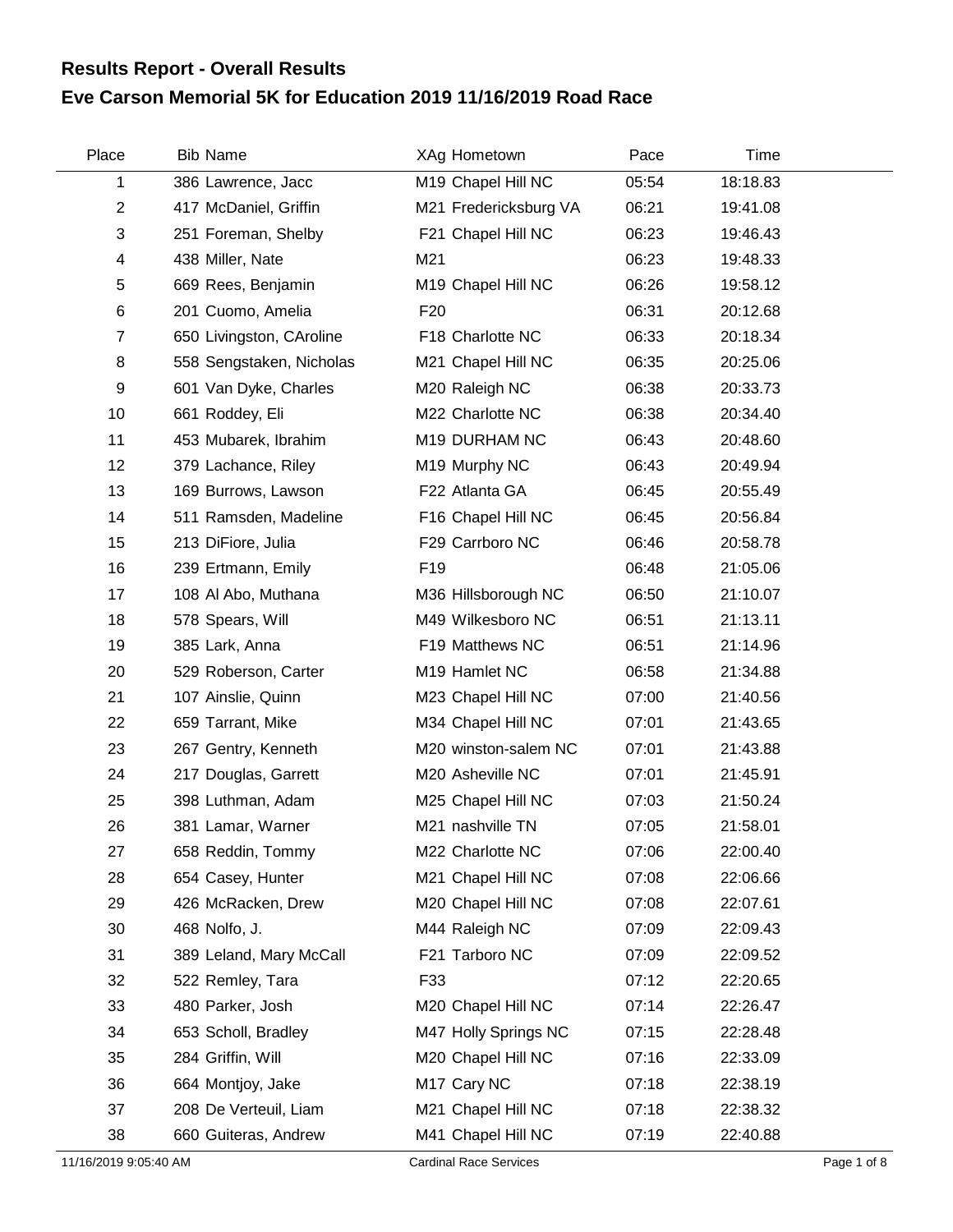# Results Report - Overall Results

## Eve Carson Memorial 5K for Education 2019 11/16/2019 Road Race

| Place | Bib | Name | XAg | Hometown | Pace | Time |
|---|---|---|---|---|---|---|
| 1 | 386 | Lawrence, Jacc | M19 | Chapel Hill NC | 05:54 | 18:18.83 |
| 2 | 417 | McDaniel, Griffin | M21 | Fredericksburg VA | 06:21 | 19:41.08 |
| 3 | 251 | Foreman, Shelby | F21 | Chapel Hill NC | 06:23 | 19:46.43 |
| 4 | 438 | Miller, Nate | M21 | | 06:23 | 19:48.33 |
| 5 | 669 | Rees, Benjamin | M19 | Chapel Hill NC | 06:26 | 19:58.12 |
| 6 | 201 | Cuomo, Amelia | F20 | | 06:31 | 20:12.68 |
| 7 | 650 | Livingston, CAroline | F18 | Charlotte NC | 06:33 | 20:18.34 |
| 8 | 558 | Sengstaken, Nicholas | M21 | Chapel Hill NC | 06:35 | 20:25.06 |
| 9 | 601 | Van Dyke, Charles | M20 | Raleigh NC | 06:38 | 20:33.73 |
| 10 | 661 | Roddey, Eli | M22 | Charlotte NC | 06:38 | 20:34.40 |
| 11 | 453 | Mubarek, Ibrahim | M19 | DURHAM NC | 06:43 | 20:48.60 |
| 12 | 379 | Lachance, Riley | M19 | Murphy NC | 06:43 | 20:49.94 |
| 13 | 169 | Burrows, Lawson | F22 | Atlanta GA | 06:45 | 20:55.49 |
| 14 | 511 | Ramsden, Madeline | F16 | Chapel Hill NC | 06:45 | 20:56.84 |
| 15 | 213 | DiFiore, Julia | F29 | Carrboro NC | 06:46 | 20:58.78 |
| 16 | 239 | Ertmann, Emily | F19 | | 06:48 | 21:05.06 |
| 17 | 108 | Al Abo, Muthana | M36 | Hillsborough NC | 06:50 | 21:10.07 |
| 18 | 578 | Spears, Will | M49 | Wilkesboro NC | 06:51 | 21:13.11 |
| 19 | 385 | Lark, Anna | F19 | Matthews NC | 06:51 | 21:14.96 |
| 20 | 529 | Roberson, Carter | M19 | Hamlet NC | 06:58 | 21:34.88 |
| 21 | 107 | Ainslie, Quinn | M23 | Chapel Hill NC | 07:00 | 21:40.56 |
| 22 | 659 | Tarrant, Mike | M34 | Chapel Hill NC | 07:01 | 21:43.65 |
| 23 | 267 | Gentry, Kenneth | M20 | winston-salem NC | 07:01 | 21:43.88 |
| 24 | 217 | Douglas, Garrett | M20 | Asheville NC | 07:01 | 21:45.91 |
| 25 | 398 | Luthman, Adam | M25 | Chapel Hill NC | 07:03 | 21:50.24 |
| 26 | 381 | Lamar, Warner | M21 | nashville TN | 07:05 | 21:58.01 |
| 27 | 658 | Reddin, Tommy | M22 | Charlotte NC | 07:06 | 22:00.40 |
| 28 | 654 | Casey, Hunter | M21 | Chapel Hill NC | 07:08 | 22:06.66 |
| 29 | 426 | McRacken, Drew | M20 | Chapel Hill NC | 07:08 | 22:07.61 |
| 30 | 468 | Nolfo, J. | M44 | Raleigh NC | 07:09 | 22:09.43 |
| 31 | 389 | Leland, Mary McCall | F21 | Tarboro NC | 07:09 | 22:09.52 |
| 32 | 522 | Remley, Tara | F33 | | 07:12 | 22:20.65 |
| 33 | 480 | Parker, Josh | M20 | Chapel Hill NC | 07:14 | 22:26.47 |
| 34 | 653 | Scholl, Bradley | M47 | Holly Springs NC | 07:15 | 22:28.48 |
| 35 | 284 | Griffin, Will | M20 | Chapel Hill NC | 07:16 | 22:33.09 |
| 36 | 664 | Montjoy, Jake | M17 | Cary NC | 07:18 | 22:38.19 |
| 37 | 208 | De Verteuil, Liam | M21 | Chapel Hill NC | 07:18 | 22:38.32 |
| 38 | 660 | Guiteras, Andrew | M41 | Chapel Hill NC | 07:19 | 22:40.88 |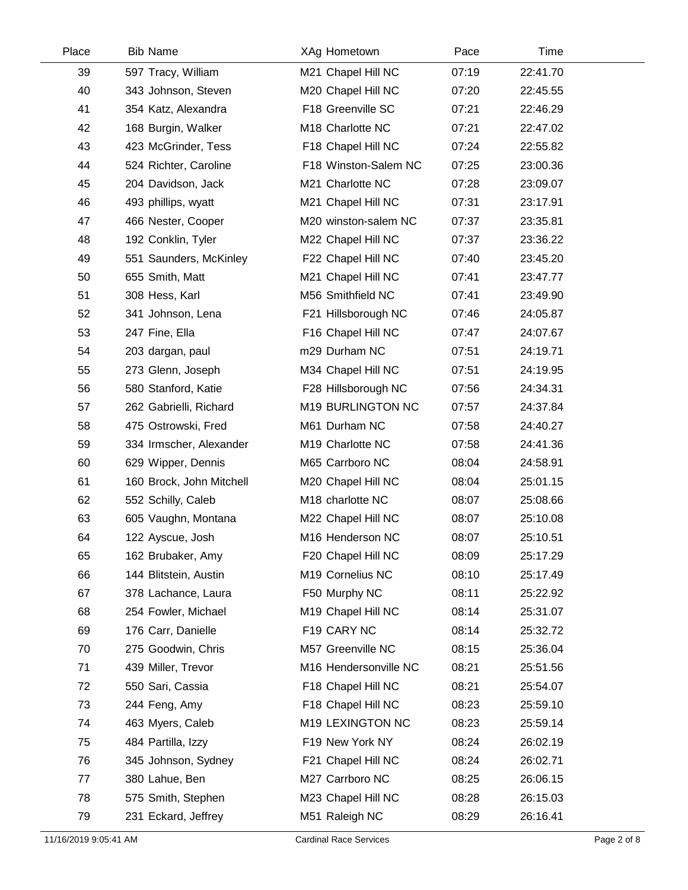| Place | Bib | Name | XAg | Hometown | Pace | Time |
|---|---|---|---|---|---|---|
| 39 | 597 | Tracy, William | M21 | Chapel Hill NC | 07:19 | 22:41.70 |
| 40 | 343 | Johnson, Steven | M20 | Chapel Hill NC | 07:20 | 22:45.55 |
| 41 | 354 | Katz, Alexandra | F18 | Greenville SC | 07:21 | 22:46.29 |
| 42 | 168 | Burgin, Walker | M18 | Charlotte NC | 07:21 | 22:47.02 |
| 43 | 423 | McGrinder, Tess | F18 | Chapel Hill NC | 07:24 | 22:55.82 |
| 44 | 524 | Richter, Caroline | F18 | Winston-Salem NC | 07:25 | 23:00.36 |
| 45 | 204 | Davidson, Jack | M21 | Charlotte NC | 07:28 | 23:09.07 |
| 46 | 493 | phillips, wyatt | M21 | Chapel Hill NC | 07:31 | 23:17.91 |
| 47 | 466 | Nester, Cooper | M20 | winston-salem NC | 07:37 | 23:35.81 |
| 48 | 192 | Conklin, Tyler | M22 | Chapel Hill NC | 07:37 | 23:36.22 |
| 49 | 551 | Saunders, McKinley | F22 | Chapel Hill NC | 07:40 | 23:45.20 |
| 50 | 655 | Smith, Matt | M21 | Chapel Hill NC | 07:41 | 23:47.77 |
| 51 | 308 | Hess, Karl | M56 | Smithfield NC | 07:41 | 23:49.90 |
| 52 | 341 | Johnson, Lena | F21 | Hillsborough NC | 07:46 | 24:05.87 |
| 53 | 247 | Fine, Ella | F16 | Chapel Hill NC | 07:47 | 24:07.67 |
| 54 | 203 | dargan, paul | m29 | Durham NC | 07:51 | 24:19.71 |
| 55 | 273 | Glenn, Joseph | M34 | Chapel Hill NC | 07:51 | 24:19.95 |
| 56 | 580 | Stanford, Katie | F28 | Hillsborough NC | 07:56 | 24:34.31 |
| 57 | 262 | Gabrielli, Richard | M19 | BURLINGTON NC | 07:57 | 24:37.84 |
| 58 | 475 | Ostrowski, Fred | M61 | Durham NC | 07:58 | 24:40.27 |
| 59 | 334 | Irmscher, Alexander | M19 | Charlotte NC | 07:58 | 24:41.36 |
| 60 | 629 | Wipper, Dennis | M65 | Carrboro NC | 08:04 | 24:58.91 |
| 61 | 160 | Brock, John Mitchell | M20 | Chapel Hill NC | 08:04 | 25:01.15 |
| 62 | 552 | Schilly, Caleb | M18 | charlotte NC | 08:07 | 25:08.66 |
| 63 | 605 | Vaughn, Montana | M22 | Chapel Hill NC | 08:07 | 25:10.08 |
| 64 | 122 | Ayscue, Josh | M16 | Henderson NC | 08:07 | 25:10.51 |
| 65 | 162 | Brubaker, Amy | F20 | Chapel Hill NC | 08:09 | 25:17.29 |
| 66 | 144 | Blitstein, Austin | M19 | Cornelius NC | 08:10 | 25:17.49 |
| 67 | 378 | Lachance, Laura | F50 | Murphy NC | 08:11 | 25:22.92 |
| 68 | 254 | Fowler, Michael | M19 | Chapel Hill NC | 08:14 | 25:31.07 |
| 69 | 176 | Carr, Danielle | F19 | CARY NC | 08:14 | 25:32.72 |
| 70 | 275 | Goodwin, Chris | M57 | Greenville NC | 08:15 | 25:36.04 |
| 71 | 439 | Miller, Trevor | M16 | Hendersonville NC | 08:21 | 25:51.56 |
| 72 | 550 | Sari, Cassia | F18 | Chapel Hill NC | 08:21 | 25:54.07 |
| 73 | 244 | Feng, Amy | F18 | Chapel Hill NC | 08:23 | 25:59.10 |
| 74 | 463 | Myers, Caleb | M19 | LEXINGTON NC | 08:23 | 25:59.14 |
| 75 | 484 | Partilla, Izzy | F19 | New York NY | 08:24 | 26:02.19 |
| 76 | 345 | Johnson, Sydney | F21 | Chapel Hill NC | 08:24 | 26:02.71 |
| 77 | 380 | Lahue, Ben | M27 | Carrboro NC | 08:25 | 26:06.15 |
| 78 | 575 | Smith, Stephen | M23 | Chapel Hill NC | 08:28 | 26:15.03 |
| 79 | 231 | Eckard, Jeffrey | M51 | Raleigh NC | 08:29 | 26:16.41 |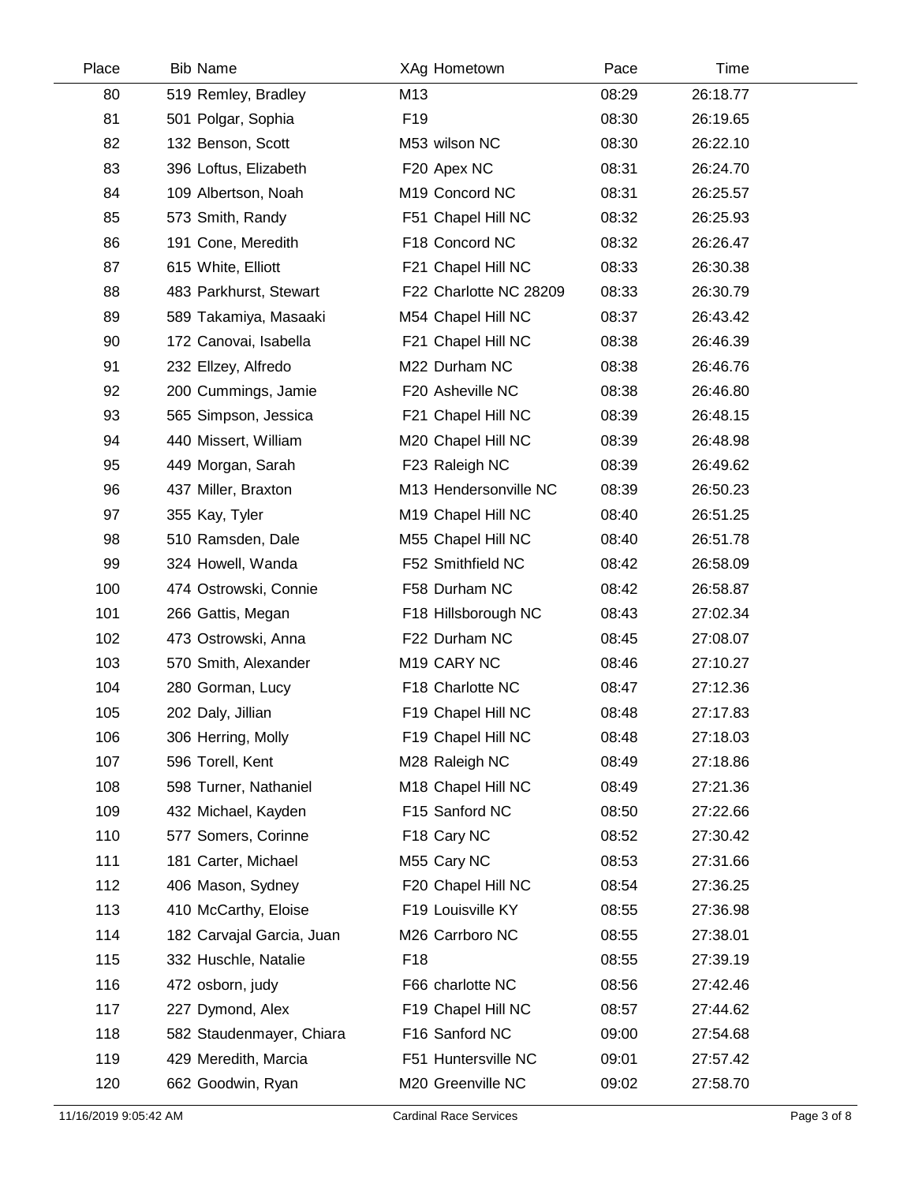| Place | Bib | Name | XAg | Hometown | Pace | Time |
|---|---|---|---|---|---|---|
| 80 | 519 | Remley, Bradley | M13 | | 08:29 | 26:18.77 |
| 81 | 501 | Polgar, Sophia | F19 | | 08:30 | 26:19.65 |
| 82 | 132 | Benson, Scott | M53 | wilson NC | 08:30 | 26:22.10 |
| 83 | 396 | Loftus, Elizabeth | F20 | Apex NC | 08:31 | 26:24.70 |
| 84 | 109 | Albertson, Noah | M19 | Concord NC | 08:31 | 26:25.57 |
| 85 | 573 | Smith, Randy | F51 | Chapel Hill NC | 08:32 | 26:25.93 |
| 86 | 191 | Cone, Meredith | F18 | Concord NC | 08:32 | 26:26.47 |
| 87 | 615 | White, Elliott | F21 | Chapel Hill NC | 08:33 | 26:30.38 |
| 88 | 483 | Parkhurst, Stewart | F22 | Charlotte NC 28209 | 08:33 | 26:30.79 |
| 89 | 589 | Takamiya, Masaaki | M54 | Chapel Hill NC | 08:37 | 26:43.42 |
| 90 | 172 | Canovai, Isabella | F21 | Chapel Hill NC | 08:38 | 26:46.39 |
| 91 | 232 | Ellzey, Alfredo | M22 | Durham NC | 08:38 | 26:46.76 |
| 92 | 200 | Cummings, Jamie | F20 | Asheville NC | 08:38 | 26:46.80 |
| 93 | 565 | Simpson, Jessica | F21 | Chapel Hill NC | 08:39 | 26:48.15 |
| 94 | 440 | Missert, William | M20 | Chapel Hill NC | 08:39 | 26:48.98 |
| 95 | 449 | Morgan, Sarah | F23 | Raleigh NC | 08:39 | 26:49.62 |
| 96 | 437 | Miller, Braxton | M13 | Hendersonville NC | 08:39 | 26:50.23 |
| 97 | 355 | Kay, Tyler | M19 | Chapel Hill NC | 08:40 | 26:51.25 |
| 98 | 510 | Ramsden, Dale | M55 | Chapel Hill NC | 08:40 | 26:51.78 |
| 99 | 324 | Howell, Wanda | F52 | Smithfield NC | 08:42 | 26:58.09 |
| 100 | 474 | Ostrowski, Connie | F58 | Durham NC | 08:42 | 26:58.87 |
| 101 | 266 | Gattis, Megan | F18 | Hillsborough NC | 08:43 | 27:02.34 |
| 102 | 473 | Ostrowski, Anna | F22 | Durham NC | 08:45 | 27:08.07 |
| 103 | 570 | Smith, Alexander | M19 | CARY NC | 08:46 | 27:10.27 |
| 104 | 280 | Gorman, Lucy | F18 | Charlotte NC | 08:47 | 27:12.36 |
| 105 | 202 | Daly, Jillian | F19 | Chapel Hill NC | 08:48 | 27:17.83 |
| 106 | 306 | Herring, Molly | F19 | Chapel Hill NC | 08:48 | 27:18.03 |
| 107 | 596 | Torell, Kent | M28 | Raleigh NC | 08:49 | 27:18.86 |
| 108 | 598 | Turner, Nathaniel | M18 | Chapel Hill NC | 08:49 | 27:21.36 |
| 109 | 432 | Michael, Kayden | F15 | Sanford NC | 08:50 | 27:22.66 |
| 110 | 577 | Somers, Corinne | F18 | Cary NC | 08:52 | 27:30.42 |
| 111 | 181 | Carter, Michael | M55 | Cary NC | 08:53 | 27:31.66 |
| 112 | 406 | Mason, Sydney | F20 | Chapel Hill NC | 08:54 | 27:36.25 |
| 113 | 410 | McCarthy, Eloise | F19 | Louisville KY | 08:55 | 27:36.98 |
| 114 | 182 | Carvajal Garcia, Juan | M26 | Carrboro NC | 08:55 | 27:38.01 |
| 115 | 332 | Huschle, Natalie | F18 | | 08:55 | 27:39.19 |
| 116 | 472 | osborn, judy | F66 | charlotte NC | 08:56 | 27:42.46 |
| 117 | 227 | Dymond, Alex | F19 | Chapel Hill NC | 08:57 | 27:44.62 |
| 118 | 582 | Staudenmayer, Chiara | F16 | Sanford NC | 09:00 | 27:54.68 |
| 119 | 429 | Meredith, Marcia | F51 | Huntersville NC | 09:01 | 27:57.42 |
| 120 | 662 | Goodwin, Ryan | M20 | Greenville NC | 09:02 | 27:58.70 |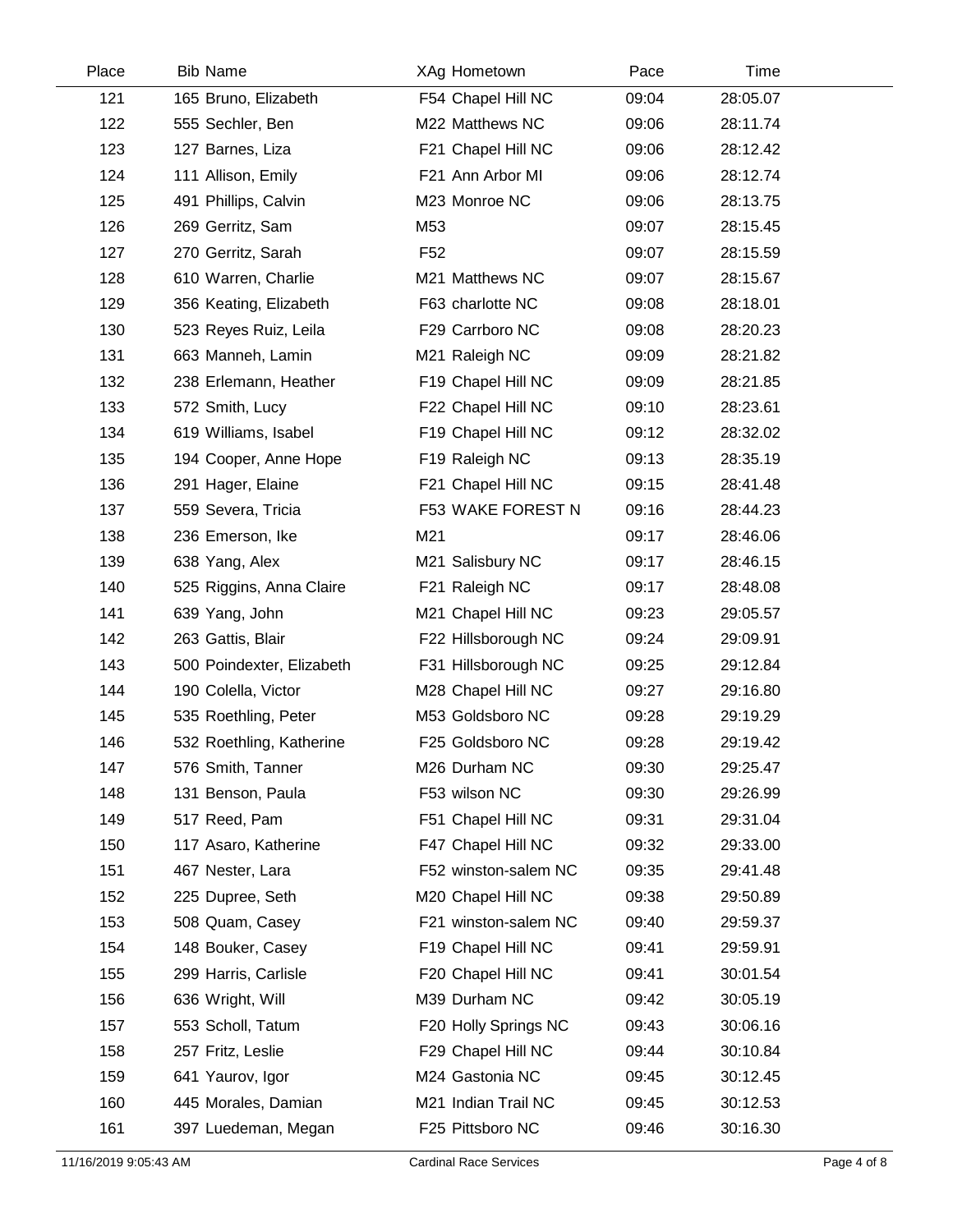| Place | Bib | Name | XAg | Hometown | Pace | Time |
|---|---|---|---|---|---|---|
| 121 | 165 | Bruno, Elizabeth | F54 | Chapel Hill NC | 09:04 | 28:05.07 |
| 122 | 555 | Sechler, Ben | M22 | Matthews NC | 09:06 | 28:11.74 |
| 123 | 127 | Barnes, Liza | F21 | Chapel Hill NC | 09:06 | 28:12.42 |
| 124 | 111 | Allison, Emily | F21 | Ann Arbor MI | 09:06 | 28:12.74 |
| 125 | 491 | Phillips, Calvin | M23 | Monroe NC | 09:06 | 28:13.75 |
| 126 | 269 | Gerritz, Sam | M53 | | 09:07 | 28:15.45 |
| 127 | 270 | Gerritz, Sarah | F52 | | 09:07 | 28:15.59 |
| 128 | 610 | Warren, Charlie | M21 | Matthews NC | 09:07 | 28:15.67 |
| 129 | 356 | Keating, Elizabeth | F63 | charlotte NC | 09:08 | 28:18.01 |
| 130 | 523 | Reyes Ruiz, Leila | F29 | Carrboro NC | 09:08 | 28:20.23 |
| 131 | 663 | Manneh, Lamin | M21 | Raleigh NC | 09:09 | 28:21.82 |
| 132 | 238 | Erlemann, Heather | F19 | Chapel Hill NC | 09:09 | 28:21.85 |
| 133 | 572 | Smith, Lucy | F22 | Chapel Hill NC | 09:10 | 28:23.61 |
| 134 | 619 | Williams, Isabel | F19 | Chapel Hill NC | 09:12 | 28:32.02 |
| 135 | 194 | Cooper, Anne Hope | F19 | Raleigh NC | 09:13 | 28:35.19 |
| 136 | 291 | Hager, Elaine | F21 | Chapel Hill NC | 09:15 | 28:41.48 |
| 137 | 559 | Severa, Tricia | F53 | WAKE FOREST N | 09:16 | 28:44.23 |
| 138 | 236 | Emerson, Ike | M21 | | 09:17 | 28:46.06 |
| 139 | 638 | Yang, Alex | M21 | Salisbury NC | 09:17 | 28:46.15 |
| 140 | 525 | Riggins, Anna Claire | F21 | Raleigh NC | 09:17 | 28:48.08 |
| 141 | 639 | Yang, John | M21 | Chapel Hill NC | 09:23 | 29:05.57 |
| 142 | 263 | Gattis, Blair | F22 | Hillsborough NC | 09:24 | 29:09.91 |
| 143 | 500 | Poindexter, Elizabeth | F31 | Hillsborough NC | 09:25 | 29:12.84 |
| 144 | 190 | Colella, Victor | M28 | Chapel Hill NC | 09:27 | 29:16.80 |
| 145 | 535 | Roethling, Peter | M53 | Goldsboro NC | 09:28 | 29:19.29 |
| 146 | 532 | Roethling, Katherine | F25 | Goldsboro NC | 09:28 | 29:19.42 |
| 147 | 576 | Smith, Tanner | M26 | Durham NC | 09:30 | 29:25.47 |
| 148 | 131 | Benson, Paula | F53 | wilson NC | 09:30 | 29:26.99 |
| 149 | 517 | Reed, Pam | F51 | Chapel Hill NC | 09:31 | 29:31.04 |
| 150 | 117 | Asaro, Katherine | F47 | Chapel Hill NC | 09:32 | 29:33.00 |
| 151 | 467 | Nester, Lara | F52 | winston-salem NC | 09:35 | 29:41.48 |
| 152 | 225 | Dupree, Seth | M20 | Chapel Hill NC | 09:38 | 29:50.89 |
| 153 | 508 | Quam, Casey | F21 | winston-salem NC | 09:40 | 29:59.37 |
| 154 | 148 | Bouker, Casey | F19 | Chapel Hill NC | 09:41 | 29:59.91 |
| 155 | 299 | Harris, Carlisle | F20 | Chapel Hill NC | 09:41 | 30:01.54 |
| 156 | 636 | Wright, Will | M39 | Durham NC | 09:42 | 30:05.19 |
| 157 | 553 | Scholl, Tatum | F20 | Holly Springs NC | 09:43 | 30:06.16 |
| 158 | 257 | Fritz, Leslie | F29 | Chapel Hill NC | 09:44 | 30:10.84 |
| 159 | 641 | Yaurov, Igor | M24 | Gastonia NC | 09:45 | 30:12.45 |
| 160 | 445 | Morales, Damian | M21 | Indian Trail NC | 09:45 | 30:12.53 |
| 161 | 397 | Luedeman, Megan | F25 | Pittsboro NC | 09:46 | 30:16.30 |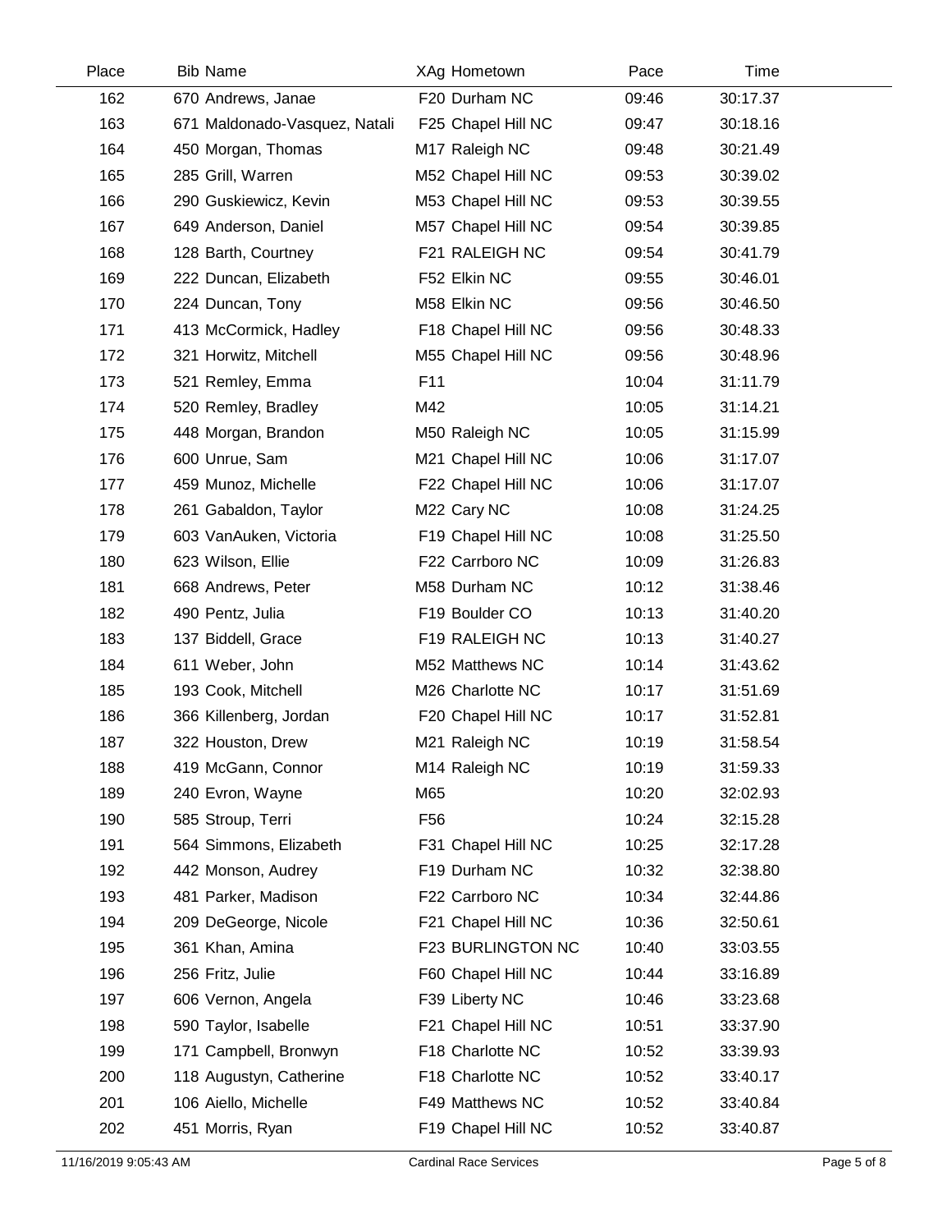| Place | Bib | Name | XAg | Hometown | Pace | Time |
|---|---|---|---|---|---|---|
| 162 | 670 | Andrews, Janae | F20 | Durham NC | 09:46 | 30:17.37 |
| 163 | 671 | Maldonado-Vasquez, Natali | F25 | Chapel Hill NC | 09:47 | 30:18.16 |
| 164 | 450 | Morgan, Thomas | M17 | Raleigh NC | 09:48 | 30:21.49 |
| 165 | 285 | Grill, Warren | M52 | Chapel Hill NC | 09:53 | 30:39.02 |
| 166 | 290 | Guskiewicz, Kevin | M53 | Chapel Hill NC | 09:53 | 30:39.55 |
| 167 | 649 | Anderson, Daniel | M57 | Chapel Hill NC | 09:54 | 30:39.85 |
| 168 | 128 | Barth, Courtney | F21 | RALEIGH NC | 09:54 | 30:41.79 |
| 169 | 222 | Duncan, Elizabeth | F52 | Elkin NC | 09:55 | 30:46.01 |
| 170 | 224 | Duncan, Tony | M58 | Elkin NC | 09:56 | 30:46.50 |
| 171 | 413 | McCormick, Hadley | F18 | Chapel Hill NC | 09:56 | 30:48.33 |
| 172 | 321 | Horwitz, Mitchell | M55 | Chapel Hill NC | 09:56 | 30:48.96 |
| 173 | 521 | Remley, Emma | F11 | | 10:04 | 31:11.79 |
| 174 | 520 | Remley, Bradley | M42 | | 10:05 | 31:14.21 |
| 175 | 448 | Morgan, Brandon | M50 | Raleigh NC | 10:05 | 31:15.99 |
| 176 | 600 | Unrue, Sam | M21 | Chapel Hill NC | 10:06 | 31:17.07 |
| 177 | 459 | Munoz, Michelle | F22 | Chapel Hill NC | 10:06 | 31:17.07 |
| 178 | 261 | Gabaldon, Taylor | M22 | Cary NC | 10:08 | 31:24.25 |
| 179 | 603 | VanAuken, Victoria | F19 | Chapel Hill NC | 10:08 | 31:25.50 |
| 180 | 623 | Wilson, Ellie | F22 | Carrboro NC | 10:09 | 31:26.83 |
| 181 | 668 | Andrews, Peter | M58 | Durham NC | 10:12 | 31:38.46 |
| 182 | 490 | Pentz, Julia | F19 | Boulder CO | 10:13 | 31:40.20 |
| 183 | 137 | Biddell, Grace | F19 | RALEIGH NC | 10:13 | 31:40.27 |
| 184 | 611 | Weber, John | M52 | Matthews NC | 10:14 | 31:43.62 |
| 185 | 193 | Cook, Mitchell | M26 | Charlotte NC | 10:17 | 31:51.69 |
| 186 | 366 | Killenberg, Jordan | F20 | Chapel Hill NC | 10:17 | 31:52.81 |
| 187 | 322 | Houston, Drew | M21 | Raleigh NC | 10:19 | 31:58.54 |
| 188 | 419 | McGann, Connor | M14 | Raleigh NC | 10:19 | 31:59.33 |
| 189 | 240 | Evron, Wayne | M65 | | 10:20 | 32:02.93 |
| 190 | 585 | Stroup, Terri | F56 | | 10:24 | 32:15.28 |
| 191 | 564 | Simmons, Elizabeth | F31 | Chapel Hill NC | 10:25 | 32:17.28 |
| 192 | 442 | Monson, Audrey | F19 | Durham NC | 10:32 | 32:38.80 |
| 193 | 481 | Parker, Madison | F22 | Carrboro NC | 10:34 | 32:44.86 |
| 194 | 209 | DeGeorge, Nicole | F21 | Chapel Hill NC | 10:36 | 32:50.61 |
| 195 | 361 | Khan, Amina | F23 | BURLINGTON NC | 10:40 | 33:03.55 |
| 196 | 256 | Fritz, Julie | F60 | Chapel Hill NC | 10:44 | 33:16.89 |
| 197 | 606 | Vernon, Angela | F39 | Liberty NC | 10:46 | 33:23.68 |
| 198 | 590 | Taylor, Isabelle | F21 | Chapel Hill NC | 10:51 | 33:37.90 |
| 199 | 171 | Campbell, Bronwyn | F18 | Charlotte NC | 10:52 | 33:39.93 |
| 200 | 118 | Augustyn, Catherine | F18 | Charlotte NC | 10:52 | 33:40.17 |
| 201 | 106 | Aiello, Michelle | F49 | Matthews NC | 10:52 | 33:40.84 |
| 202 | 451 | Morris, Ryan | F19 | Chapel Hill NC | 10:52 | 33:40.87 |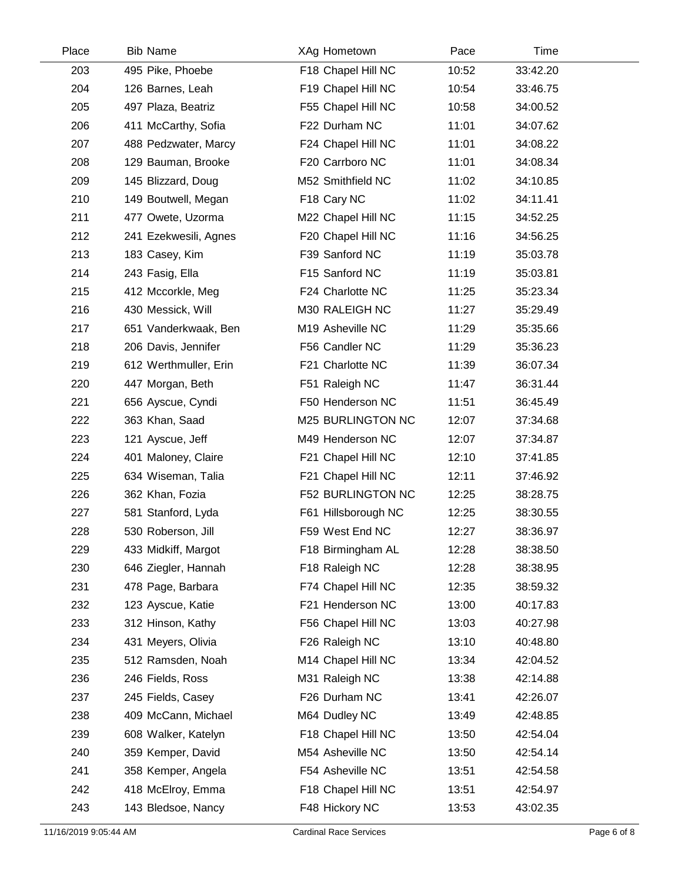| Place | Bib | Name | XAg | Hometown | Pace | Time |
|---|---|---|---|---|---|---|
| 203 | 495 | Pike, Phoebe | F18 | Chapel Hill NC | 10:52 | 33:42.20 |
| 204 | 126 | Barnes, Leah | F19 | Chapel Hill NC | 10:54 | 33:46.75 |
| 205 | 497 | Plaza, Beatriz | F55 | Chapel Hill NC | 10:58 | 34:00.52 |
| 206 | 411 | McCarthy, Sofia | F22 | Durham NC | 11:01 | 34:07.62 |
| 207 | 488 | Pedzwater, Marcy | F24 | Chapel Hill NC | 11:01 | 34:08.22 |
| 208 | 129 | Bauman, Brooke | F20 | Carrboro NC | 11:01 | 34:08.34 |
| 209 | 145 | Blizzard, Doug | M52 | Smithfield NC | 11:02 | 34:10.85 |
| 210 | 149 | Boutwell, Megan | F18 | Cary NC | 11:02 | 34:11.41 |
| 211 | 477 | Owete, Uzorma | M22 | Chapel Hill NC | 11:15 | 34:52.25 |
| 212 | 241 | Ezekwesili, Agnes | F20 | Chapel Hill NC | 11:16 | 34:56.25 |
| 213 | 183 | Casey, Kim | F39 | Sanford NC | 11:19 | 35:03.78 |
| 214 | 243 | Fasig, Ella | F15 | Sanford NC | 11:19 | 35:03.81 |
| 215 | 412 | Mccorkle, Meg | F24 | Charlotte NC | 11:25 | 35:23.34 |
| 216 | 430 | Messick, Will | M30 | RALEIGH NC | 11:27 | 35:29.49 |
| 217 | 651 | Vanderkwaak, Ben | M19 | Asheville NC | 11:29 | 35:35.66 |
| 218 | 206 | Davis, Jennifer | F56 | Candler NC | 11:29 | 35:36.23 |
| 219 | 612 | Werthmuller, Erin | F21 | Charlotte NC | 11:39 | 36:07.34 |
| 220 | 447 | Morgan, Beth | F51 | Raleigh NC | 11:47 | 36:31.44 |
| 221 | 656 | Ayscue, Cyndi | F50 | Henderson NC | 11:51 | 36:45.49 |
| 222 | 363 | Khan, Saad | M25 | BURLINGTON NC | 12:07 | 37:34.68 |
| 223 | 121 | Ayscue, Jeff | M49 | Henderson NC | 12:07 | 37:34.87 |
| 224 | 401 | Maloney, Claire | F21 | Chapel Hill NC | 12:10 | 37:41.85 |
| 225 | 634 | Wiseman, Talia | F21 | Chapel Hill NC | 12:11 | 37:46.92 |
| 226 | 362 | Khan, Fozia | F52 | BURLINGTON NC | 12:25 | 38:28.75 |
| 227 | 581 | Stanford, Lyda | F61 | Hillsborough NC | 12:25 | 38:30.55 |
| 228 | 530 | Roberson, Jill | F59 | West End NC | 12:27 | 38:36.97 |
| 229 | 433 | Midkiff, Margot | F18 | Birmingham AL | 12:28 | 38:38.50 |
| 230 | 646 | Ziegler, Hannah | F18 | Raleigh NC | 12:28 | 38:38.95 |
| 231 | 478 | Page, Barbara | F74 | Chapel Hill NC | 12:35 | 38:59.32 |
| 232 | 123 | Ayscue, Katie | F21 | Henderson NC | 13:00 | 40:17.83 |
| 233 | 312 | Hinson, Kathy | F56 | Chapel Hill NC | 13:03 | 40:27.98 |
| 234 | 431 | Meyers, Olivia | F26 | Raleigh NC | 13:10 | 40:48.80 |
| 235 | 512 | Ramsden, Noah | M14 | Chapel Hill NC | 13:34 | 42:04.52 |
| 236 | 246 | Fields, Ross | M31 | Raleigh NC | 13:38 | 42:14.88 |
| 237 | 245 | Fields, Casey | F26 | Durham NC | 13:41 | 42:26.07 |
| 238 | 409 | McCann, Michael | M64 | Dudley NC | 13:49 | 42:48.85 |
| 239 | 608 | Walker, Katelyn | F18 | Chapel Hill NC | 13:50 | 42:54.04 |
| 240 | 359 | Kemper, David | M54 | Asheville NC | 13:50 | 42:54.14 |
| 241 | 358 | Kemper, Angela | F54 | Asheville NC | 13:51 | 42:54.58 |
| 242 | 418 | McElroy, Emma | F18 | Chapel Hill NC | 13:51 | 42:54.97 |
| 243 | 143 | Bledsoe, Nancy | F48 | Hickory NC | 13:53 | 43:02.35 |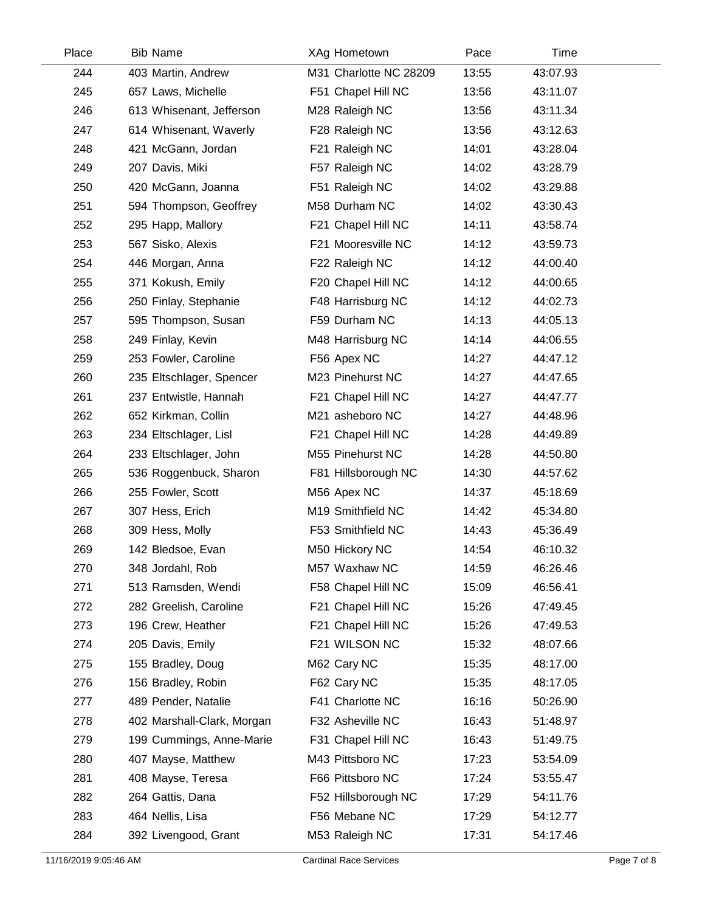| Place | Bib | Name | XAg | Hometown | Pace | Time |
|---|---|---|---|---|---|---|
| 244 | 403 | Martin, Andrew | M31 | Charlotte NC 28209 | 13:55 | 43:07.93 |
| 245 | 657 | Laws, Michelle | F51 | Chapel Hill NC | 13:56 | 43:11.07 |
| 246 | 613 | Whisenant, Jefferson | M28 | Raleigh NC | 13:56 | 43:11.34 |
| 247 | 614 | Whisenant, Waverly | F28 | Raleigh NC | 13:56 | 43:12.63 |
| 248 | 421 | McGann, Jordan | F21 | Raleigh NC | 14:01 | 43:28.04 |
| 249 | 207 | Davis, Miki | F57 | Raleigh NC | 14:02 | 43:28.79 |
| 250 | 420 | McGann, Joanna | F51 | Raleigh NC | 14:02 | 43:29.88 |
| 251 | 594 | Thompson, Geoffrey | M58 | Durham NC | 14:02 | 43:30.43 |
| 252 | 295 | Happ, Mallory | F21 | Chapel Hill NC | 14:11 | 43:58.74 |
| 253 | 567 | Sisko, Alexis | F21 | Mooresville NC | 14:12 | 43:59.73 |
| 254 | 446 | Morgan, Anna | F22 | Raleigh NC | 14:12 | 44:00.40 |
| 255 | 371 | Kokush, Emily | F20 | Chapel Hill NC | 14:12 | 44:00.65 |
| 256 | 250 | Finlay, Stephanie | F48 | Harrisburg NC | 14:12 | 44:02.73 |
| 257 | 595 | Thompson, Susan | F59 | Durham NC | 14:13 | 44:05.13 |
| 258 | 249 | Finlay, Kevin | M48 | Harrisburg NC | 14:14 | 44:06.55 |
| 259 | 253 | Fowler, Caroline | F56 | Apex NC | 14:27 | 44:47.12 |
| 260 | 235 | Eltschlager, Spencer | M23 | Pinehurst NC | 14:27 | 44:47.65 |
| 261 | 237 | Entwistle, Hannah | F21 | Chapel Hill NC | 14:27 | 44:47.77 |
| 262 | 652 | Kirkman, Collin | M21 | asheboro NC | 14:27 | 44:48.96 |
| 263 | 234 | Eltschlager, Lisl | F21 | Chapel Hill NC | 14:28 | 44:49.89 |
| 264 | 233 | Eltschlager, John | M55 | Pinehurst NC | 14:28 | 44:50.80 |
| 265 | 536 | Roggenbuck, Sharon | F81 | Hillsborough NC | 14:30 | 44:57.62 |
| 266 | 255 | Fowler, Scott | M56 | Apex NC | 14:37 | 45:18.69 |
| 267 | 307 | Hess, Erich | M19 | Smithfield NC | 14:42 | 45:34.80 |
| 268 | 309 | Hess, Molly | F53 | Smithfield NC | 14:43 | 45:36.49 |
| 269 | 142 | Bledsoe, Evan | M50 | Hickory NC | 14:54 | 46:10.32 |
| 270 | 348 | Jordahl, Rob | M57 | Waxhaw NC | 14:59 | 46:26.46 |
| 271 | 513 | Ramsden, Wendi | F58 | Chapel Hill NC | 15:09 | 46:56.41 |
| 272 | 282 | Greelish, Caroline | F21 | Chapel Hill NC | 15:26 | 47:49.45 |
| 273 | 196 | Crew, Heather | F21 | Chapel Hill NC | 15:26 | 47:49.53 |
| 274 | 205 | Davis, Emily | F21 | WILSON NC | 15:32 | 48:07.66 |
| 275 | 155 | Bradley, Doug | M62 | Cary NC | 15:35 | 48:17.00 |
| 276 | 156 | Bradley, Robin | F62 | Cary NC | 15:35 | 48:17.05 |
| 277 | 489 | Pender, Natalie | F41 | Charlotte NC | 16:16 | 50:26.90 |
| 278 | 402 | Marshall-Clark, Morgan | F32 | Asheville NC | 16:43 | 51:48.97 |
| 279 | 199 | Cummings, Anne-Marie | F31 | Chapel Hill NC | 16:43 | 51:49.75 |
| 280 | 407 | Mayse, Matthew | M43 | Pittsboro NC | 17:23 | 53:54.09 |
| 281 | 408 | Mayse, Teresa | F66 | Pittsboro NC | 17:24 | 53:55.47 |
| 282 | 264 | Gattis, Dana | F52 | Hillsborough NC | 17:29 | 54:11.76 |
| 283 | 464 | Nellis, Lisa | F56 | Mebane NC | 17:29 | 54:12.77 |
| 284 | 392 | Livengood, Grant | M53 | Raleigh NC | 17:31 | 54:17.46 |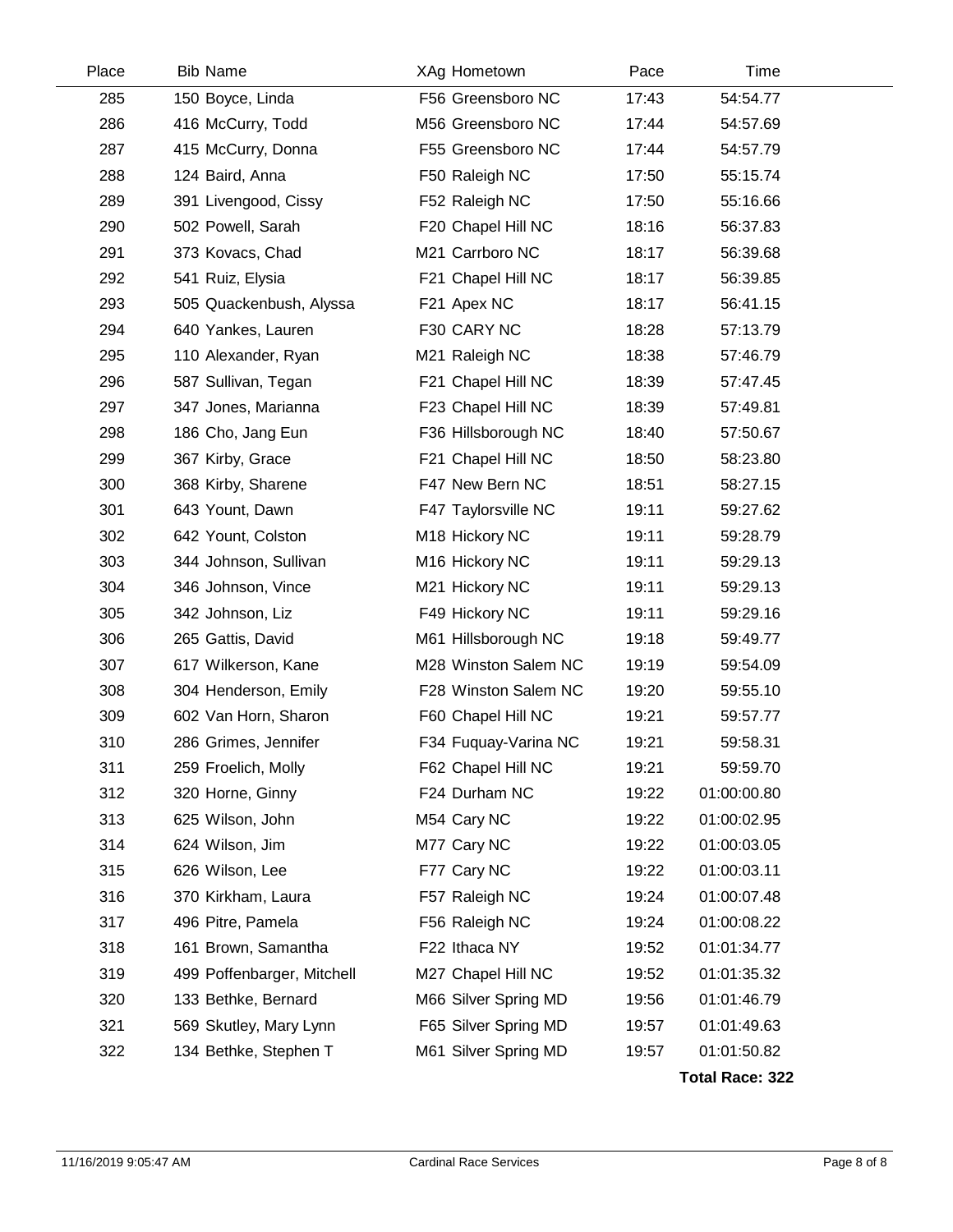| Place | Bib | Name | XAg | Hometown | Pace | Time |
|---|---|---|---|---|---|---|
| 285 | 150 | Boyce, Linda | F56 | Greensboro NC | 17:43 | 54:54.77 |
| 286 | 416 | McCurry, Todd | M56 | Greensboro NC | 17:44 | 54:57.69 |
| 287 | 415 | McCurry, Donna | F55 | Greensboro NC | 17:44 | 54:57.79 |
| 288 | 124 | Baird, Anna | F50 | Raleigh NC | 17:50 | 55:15.74 |
| 289 | 391 | Livengood, Cissy | F52 | Raleigh NC | 17:50 | 55:16.66 |
| 290 | 502 | Powell, Sarah | F20 | Chapel Hill NC | 18:16 | 56:37.83 |
| 291 | 373 | Kovacs, Chad | M21 | Carrboro NC | 18:17 | 56:39.68 |
| 292 | 541 | Ruiz, Elysia | F21 | Chapel Hill NC | 18:17 | 56:39.85 |
| 293 | 505 | Quackenbush, Alyssa | F21 | Apex NC | 18:17 | 56:41.15 |
| 294 | 640 | Yankes, Lauren | F30 | CARY NC | 18:28 | 57:13.79 |
| 295 | 110 | Alexander, Ryan | M21 | Raleigh NC | 18:38 | 57:46.79 |
| 296 | 587 | Sullivan, Tegan | F21 | Chapel Hill NC | 18:39 | 57:47.45 |
| 297 | 347 | Jones, Marianna | F23 | Chapel Hill NC | 18:39 | 57:49.81 |
| 298 | 186 | Cho, Jang Eun | F36 | Hillsborough NC | 18:40 | 57:50.67 |
| 299 | 367 | Kirby, Grace | F21 | Chapel Hill NC | 18:50 | 58:23.80 |
| 300 | 368 | Kirby, Sharene | F47 | New Bern NC | 18:51 | 58:27.15 |
| 301 | 643 | Yount, Dawn | F47 | Taylorsville NC | 19:11 | 59:27.62 |
| 302 | 642 | Yount, Colston | M18 | Hickory NC | 19:11 | 59:28.79 |
| 303 | 344 | Johnson, Sullivan | M16 | Hickory NC | 19:11 | 59:29.13 |
| 304 | 346 | Johnson, Vince | M21 | Hickory NC | 19:11 | 59:29.13 |
| 305 | 342 | Johnson, Liz | F49 | Hickory NC | 19:11 | 59:29.16 |
| 306 | 265 | Gattis, David | M61 | Hillsborough NC | 19:18 | 59:49.77 |
| 307 | 617 | Wilkerson, Kane | M28 | Winston Salem NC | 19:19 | 59:54.09 |
| 308 | 304 | Henderson, Emily | F28 | Winston Salem NC | 19:20 | 59:55.10 |
| 309 | 602 | Van Horn, Sharon | F60 | Chapel Hill NC | 19:21 | 59:57.77 |
| 310 | 286 | Grimes, Jennifer | F34 | Fuquay-Varina NC | 19:21 | 59:58.31 |
| 311 | 259 | Froelich, Molly | F62 | Chapel Hill NC | 19:21 | 59:59.70 |
| 312 | 320 | Horne, Ginny | F24 | Durham NC | 19:22 | 01:00:00.80 |
| 313 | 625 | Wilson, John | M54 | Cary NC | 19:22 | 01:00:02.95 |
| 314 | 624 | Wilson, Jim | M77 | Cary NC | 19:22 | 01:00:03.05 |
| 315 | 626 | Wilson, Lee | F77 | Cary NC | 19:22 | 01:00:03.11 |
| 316 | 370 | Kirkham, Laura | F57 | Raleigh NC | 19:24 | 01:00:07.48 |
| 317 | 496 | Pitre, Pamela | F56 | Raleigh NC | 19:24 | 01:00:08.22 |
| 318 | 161 | Brown, Samantha | F22 | Ithaca NY | 19:52 | 01:01:34.77 |
| 319 | 499 | Poffenbarger, Mitchell | M27 | Chapel Hill NC | 19:52 | 01:01:35.32 |
| 320 | 133 | Bethke, Bernard | M66 | Silver Spring MD | 19:56 | 01:01:46.79 |
| 321 | 569 | Skutley, Mary Lynn | F65 | Silver Spring MD | 19:57 | 01:01:49.63 |
| 322 | 134 | Bethke, Stephen T | M61 | Silver Spring MD | 19:57 | 01:01:50.82 |

**Total Race: 322**

11/16/2019 9:05:47 AM — Cardinal Race Services